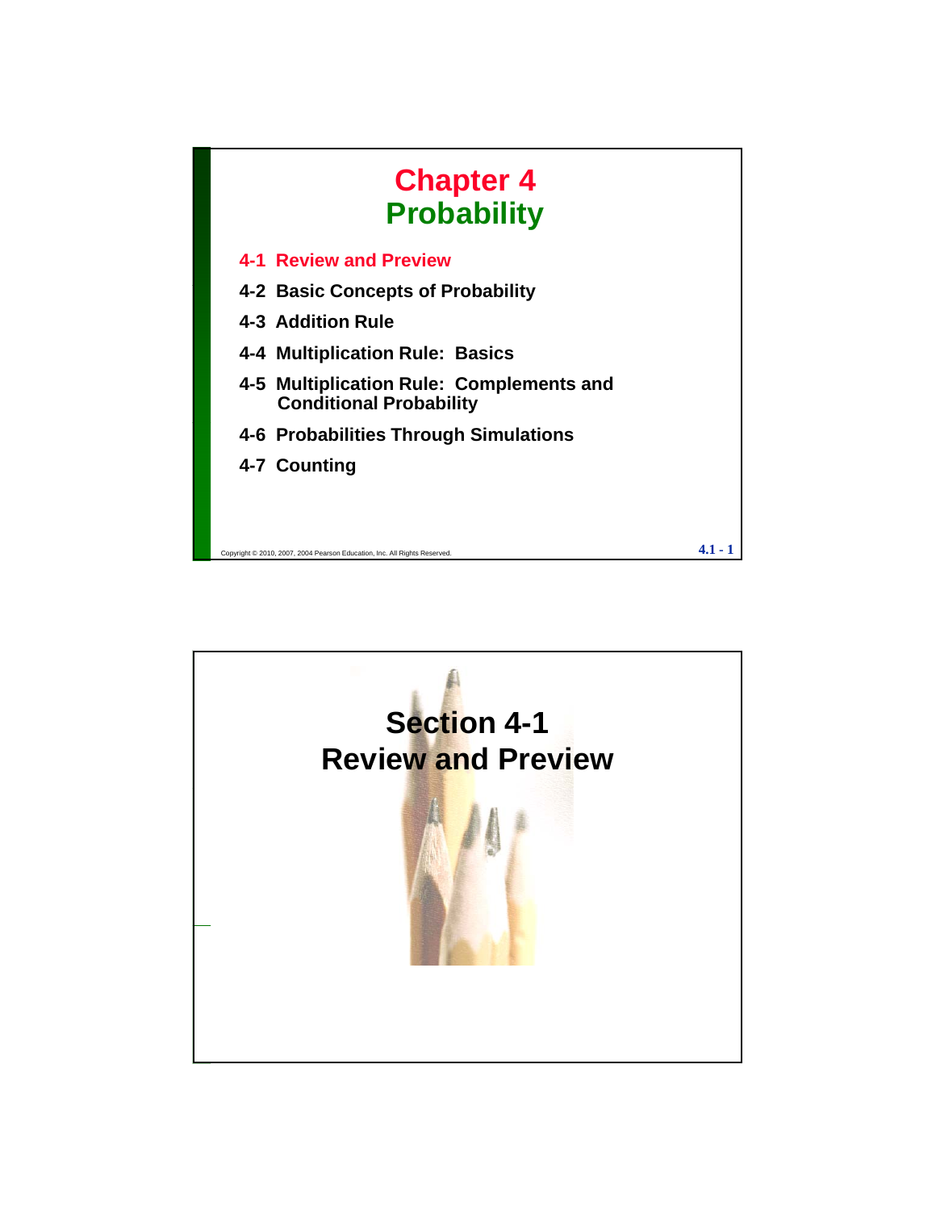# Chapter 4
# Probability

- 4-1 Review and Preview
- 4-2 Basic Concepts of Probability
- 4-3 Addition Rule
- 4-4 Multiplication Rule: Basics
- 4-5 Multiplication Rule: Complements and Conditional Probability
- 4-6 Probabilities Through Simulations
- 4-7 Counting

Copyright © 2010, 2007, 2004 Pearson Education, Inc. All Rights Reserved.

# Section 4-1
# Review and Preview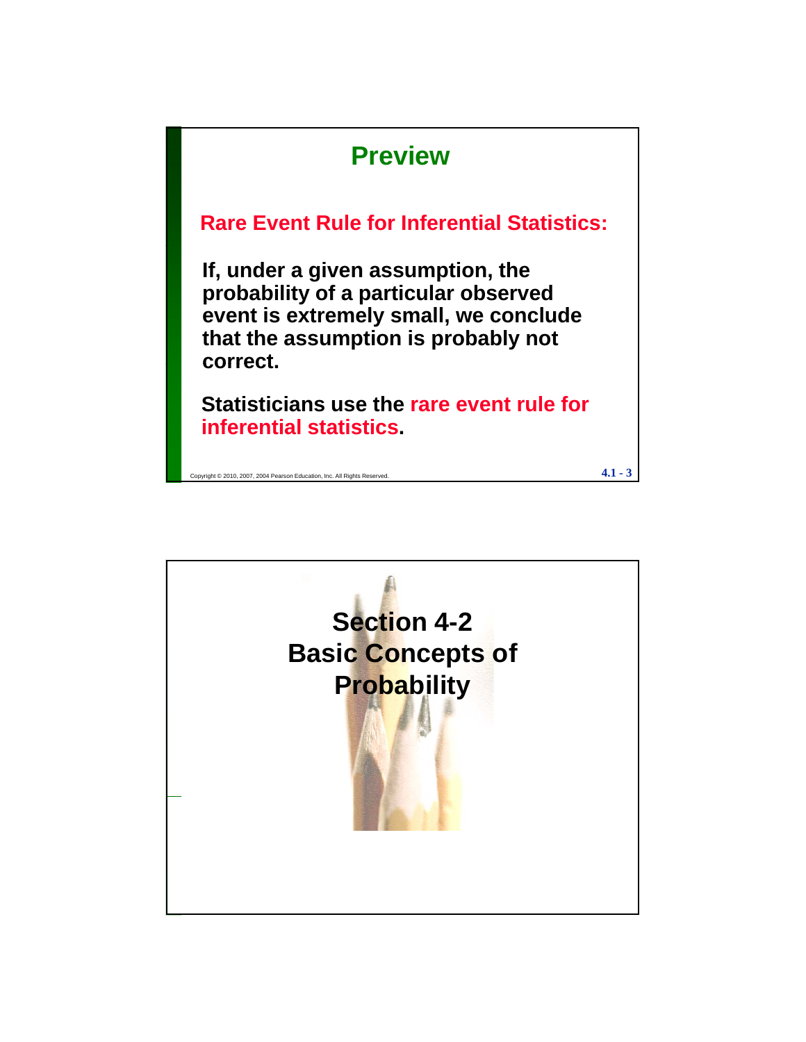## Preview

**Rare Event Rule for Inferential Statistics:**

**If, under a given assumption, the probability of a particular observed event is extremely small, we conclude that the assumption is probably not correct.**

**Statisticians use the rare event rule for inferential statistics.**

Copyright © 2010, 2007, 2004 Pearson Education, Inc. All Rights Reserved.

# Section 4-2 Basic Concepts of Probability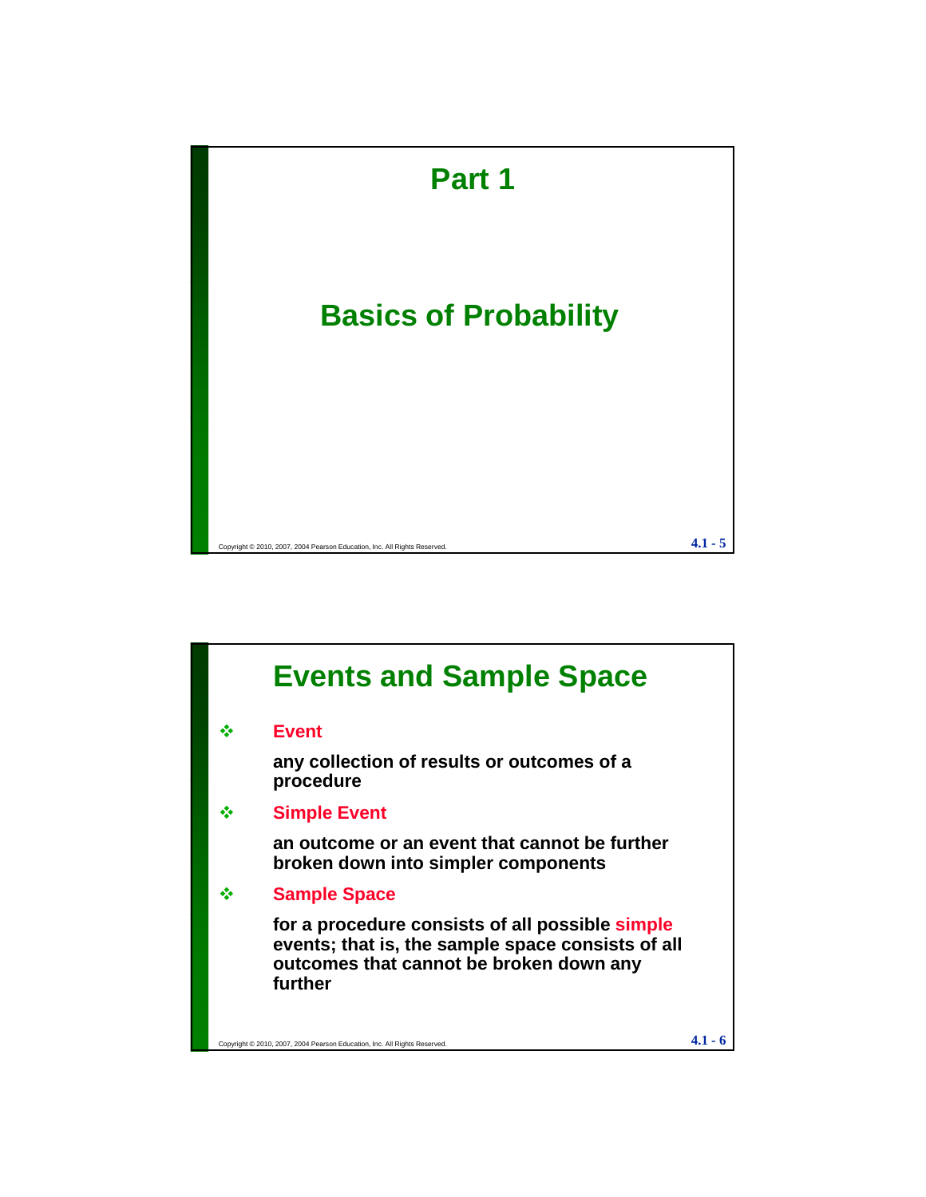# Part 1

## Basics of Probability

## Events and Sample Space

- **Event**

  **any collection of results or outcomes of a procedure**

- **Simple Event**

  **an outcome or an event that cannot be further broken down into simpler components**

- **Sample Space**

  **for a procedure consists of all possible simple events; that is, the sample space consists of all outcomes that cannot be broken down any further**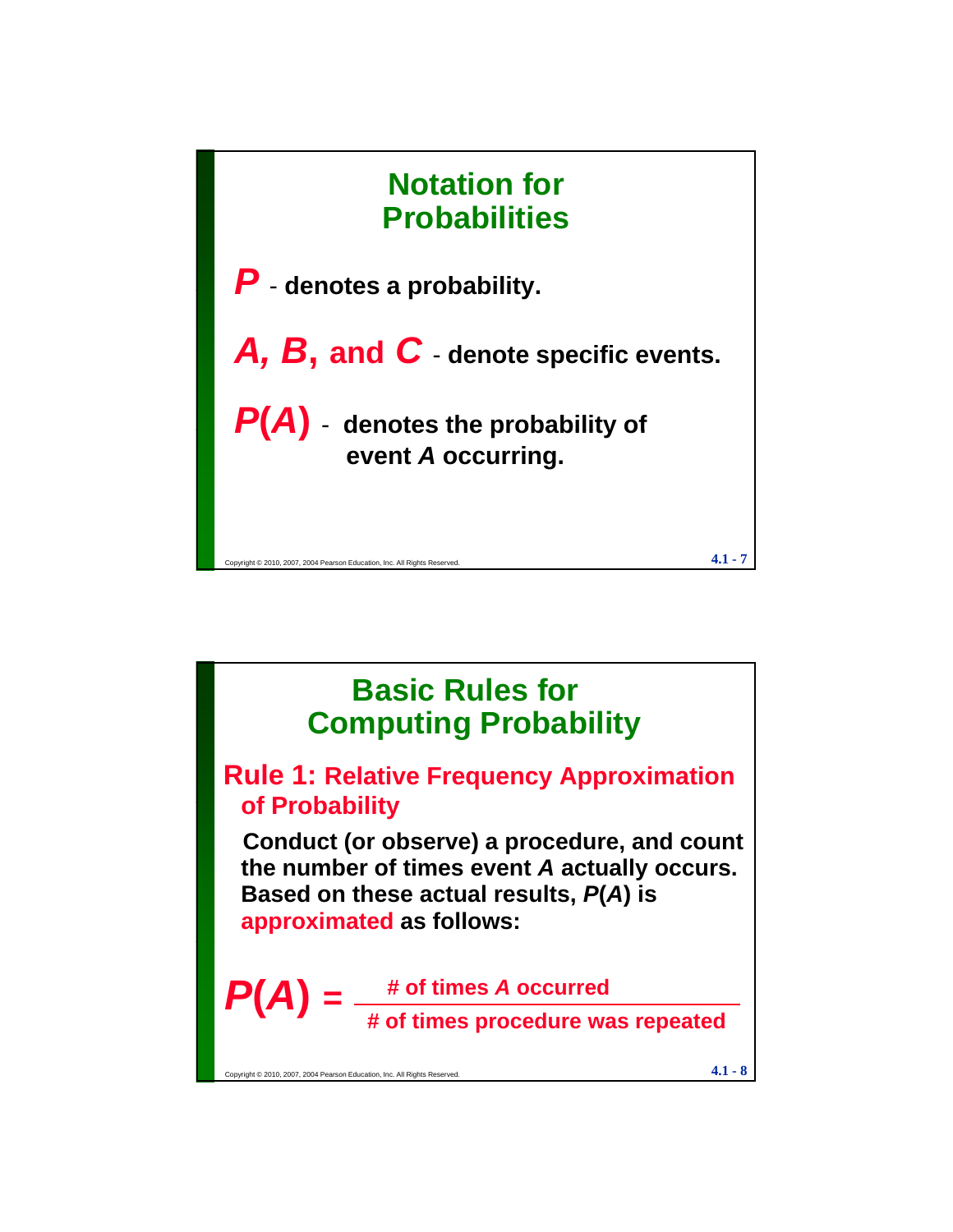## Notation for Probabilities

$P$ - denotes a probability.

$A$, $B$, and $C$ - denote specific events.

$P(A)$ - denotes the probability of event $A$ occurring.

## Basic Rules for Computing Probability

### Rule 1: Relative Frequency Approximation of Probability

Conduct (or observe) a procedure, and count the number of times event $A$ actually occurs. Based on these actual results, $P(A)$ is approximated as follows:

$$P(A) = \frac{\text{\# of times } A \text{ occurred}}{\text{\# of times procedure was repeated}}$$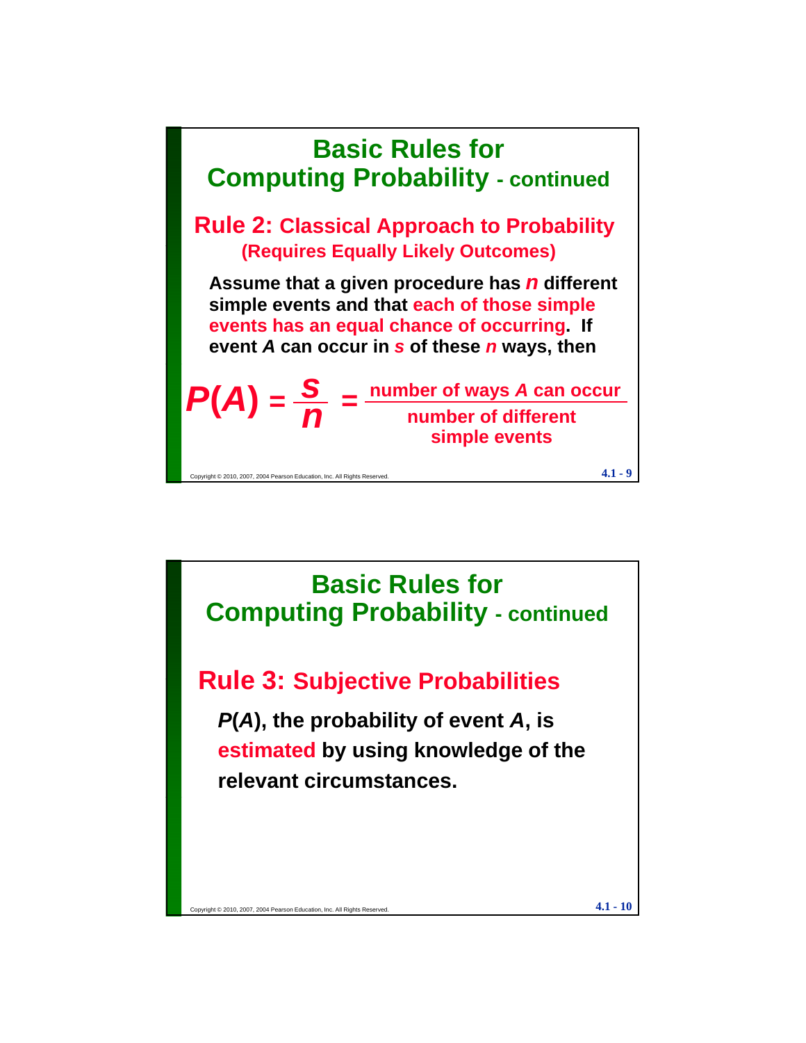## Basic Rules for Computing Probability - continued

### Rule 2: Classical Approach to Probability (Requires Equally Likely Outcomes)

Assume that a given procedure has $n$ different simple events and that each of those simple events has an equal chance of occurring. If event $A$ can occur in $s$ of these $n$ ways, then

$$P(A) = \frac{s}{n} = \frac{\text{number of ways } A \text{ can occur}}{\text{number of different simple events}}$$

## Basic Rules for Computing Probability - continued

### Rule 3: Subjective Probabilities

$P(A)$, the probability of event $A$, is estimated by using knowledge of the relevant circumstances.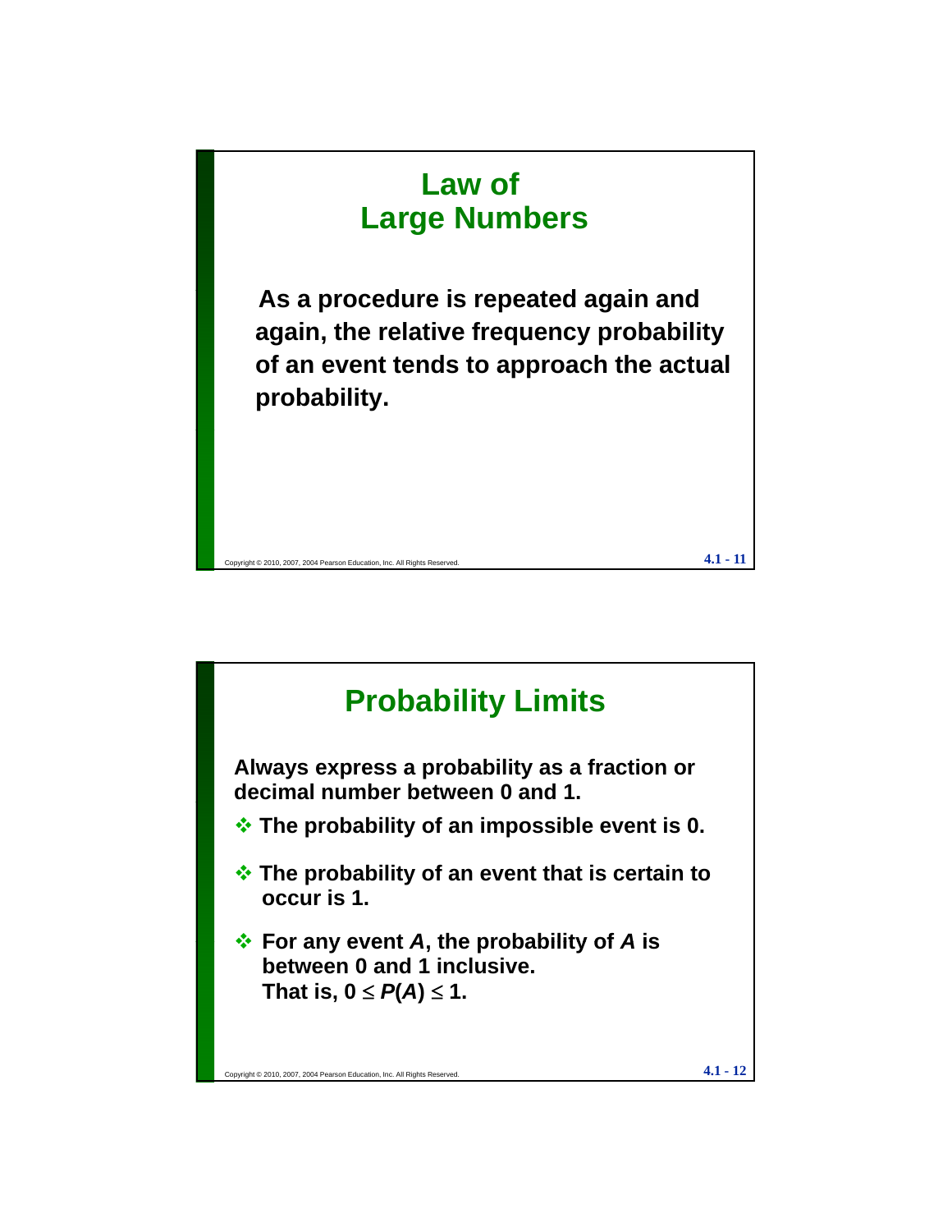## Law of Large Numbers

**As a procedure is repeated again and again, the relative frequency probability of an event tends to approach the actual probability.**

## Probability Limits

**Always express a probability as a fraction or decimal number between 0 and 1.**

- **The probability of an impossible event is 0.**
- **The probability of an event that is certain to occur is 1.**
- **For any event *A*, the probability of *A* is between 0 and 1 inclusive. That is, $0 \leq P(A) \leq 1$.**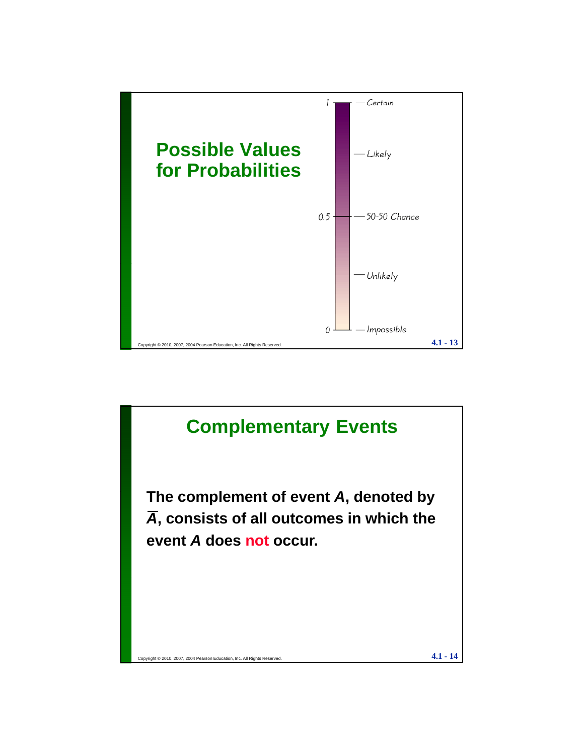## Possible Values for Probabilities

| Value | Description |
|---|---|
| 1 | Certain |
| | Likely |
| 0.5 | 50-50 Chance |
| | Unlikely |
| 0 | Impossible |

## Complementary Events

**The complement of event *A*, denoted by $\overline{A}$, consists of all outcomes in which the event *A* does not occur.**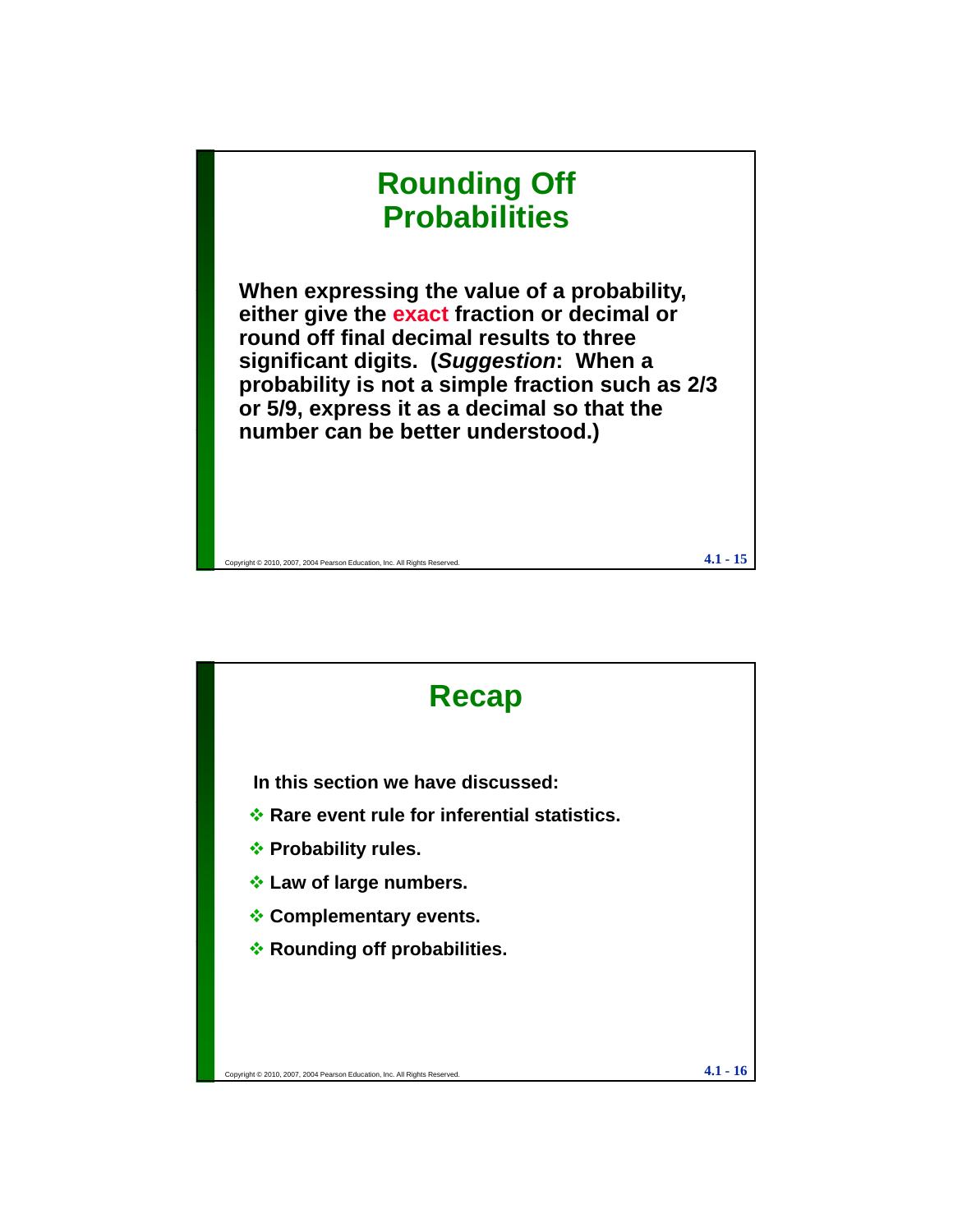## Rounding Off Probabilities

**When expressing the value of a probability, either give the exact fraction or decimal or round off final decimal results to three significant digits. (*Suggestion*: When a probability is not a simple fraction such as 2/3 or 5/9, express it as a decimal so that the number can be better understood.)**

## Recap

**In this section we have discussed:**

- **Rare event rule for inferential statistics.**
- **Probability rules.**
- **Law of large numbers.**
- **Complementary events.**
- **Rounding off probabilities.**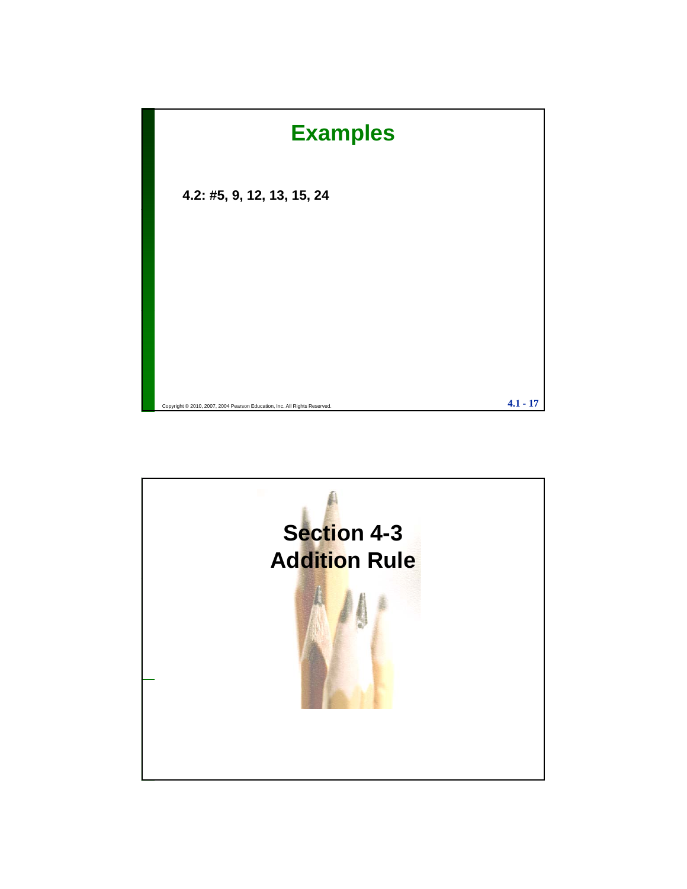## Examples

**4.2: #5, 9, 12, 13, 15, 24**

## Section 4-3 Addition Rule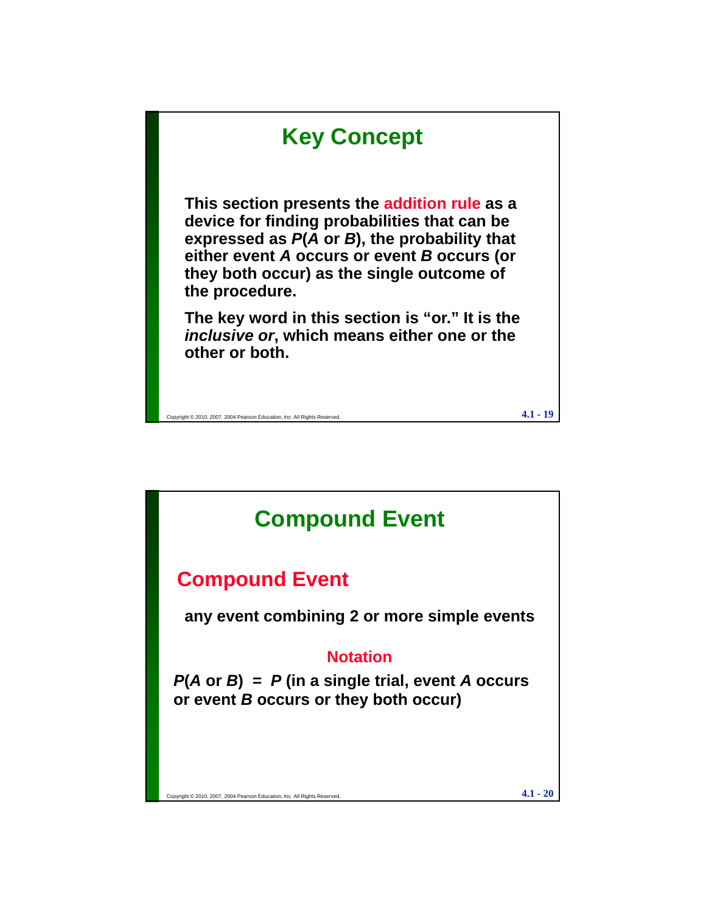## Key Concept

**This section presents the addition rule as a device for finding probabilities that can be expressed as *P*(*A* or *B*), the probability that either event *A* occurs or event *B* occurs (or they both occur) as the single outcome of the procedure.**

**The key word in this section is "or." It is the *inclusive or*, which means either one or the other or both.**

## Compound Event

### Compound Event

**any event combining 2 or more simple events**

**Notation**

***P*(*A* or *B*) = *P* (in a single trial, event *A* occurs or event *B* occurs or they both occur)**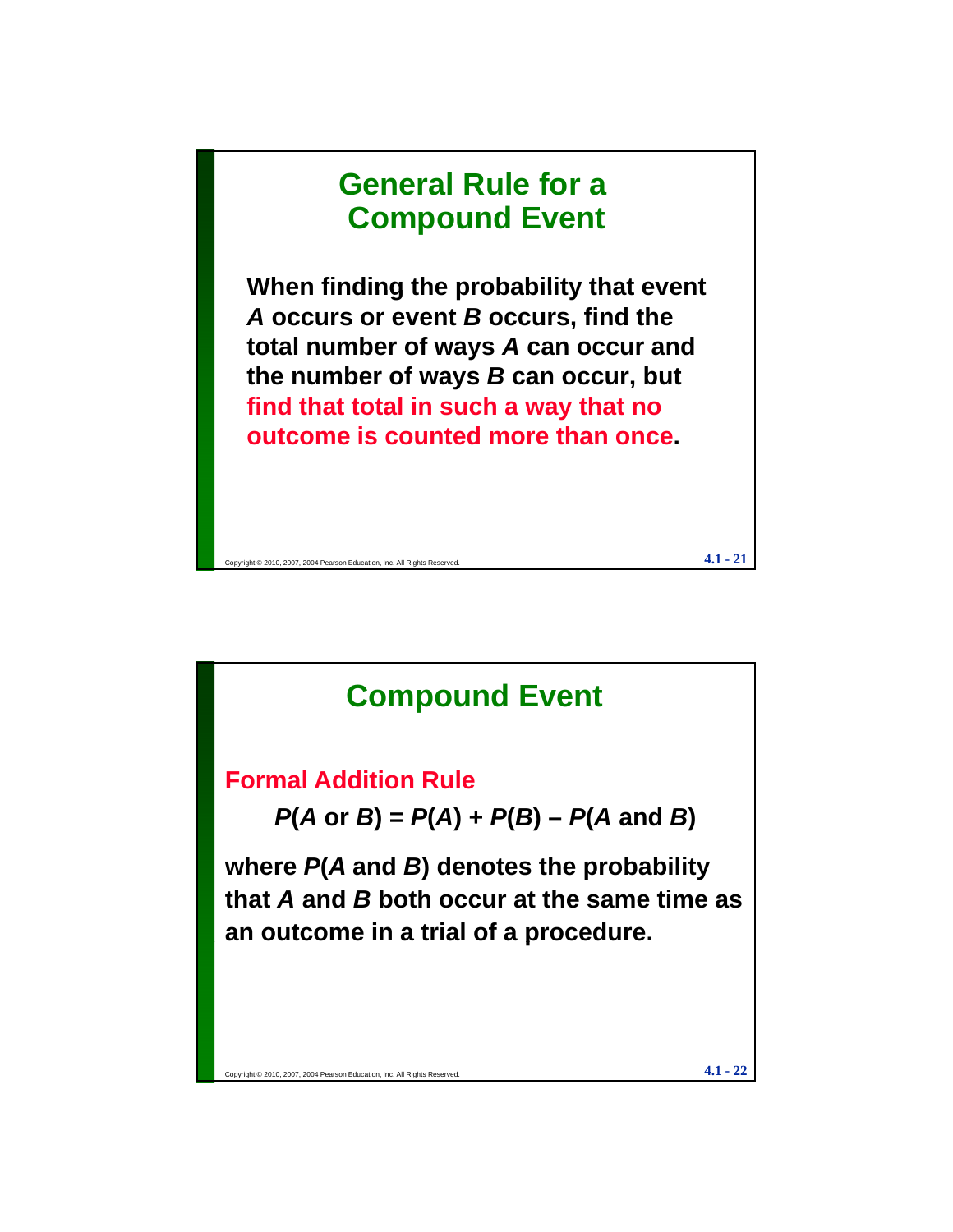## General Rule for a Compound Event

**When finding the probability that event *A* occurs or event *B* occurs, find the total number of ways *A* can occur and the number of ways *B* can occur, but find that total in such a way that no outcome is counted more than once.**

## Compound Event

**Formal Addition Rule**

$$P(A \text{ or } B) = P(A) + P(B) - P(A \text{ and } B)$$

**where $P(A \text{ and } B)$ denotes the probability that *A* and *B* both occur at the same time as an outcome in a trial of a procedure.**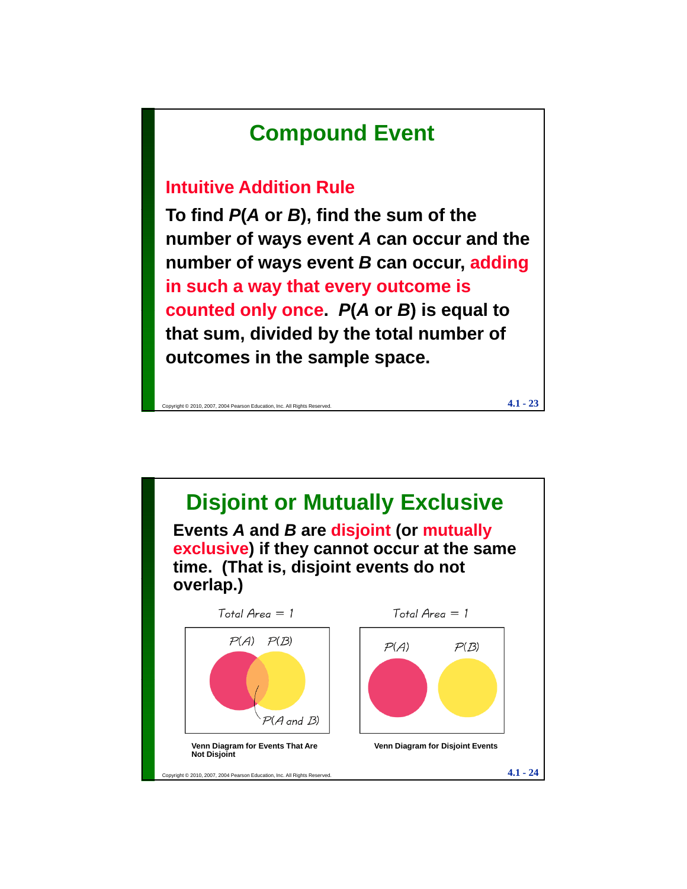# Compound Event

## Intuitive Addition Rule

**To find $P(A \text{ or } B)$, find the sum of the number of ways event $A$ can occur and the number of ways event $B$ can occur, adding in such a way that every outcome is counted only once. $P(A \text{ or } B)$ is equal to that sum, divided by the total number of outcomes in the sample space.**

# Disjoint or Mutually Exclusive

**Events $A$ and $B$ are disjoint (or mutually exclusive) if they cannot occur at the same time. (That is, disjoint events do not overlap.)**

Total Area = 1

$P(A)$ $P(B)$

$P(A \text{ and } B)$

Venn Diagram for Events That Are Not Disjoint

Total Area = 1

$P(A)$ $P(B)$

Venn Diagram for Disjoint Events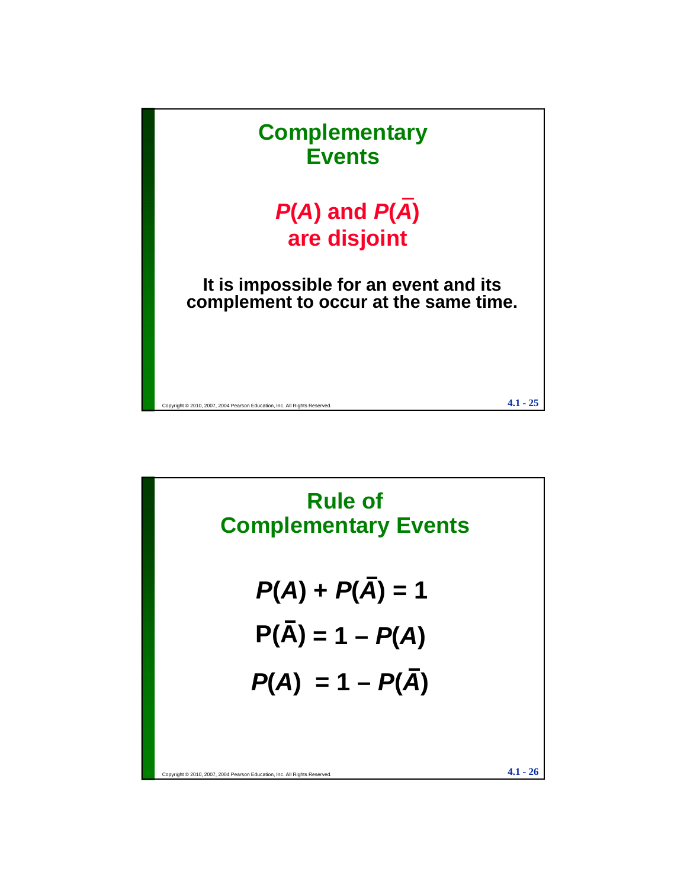## Complementary Events

**$P(A)$ and $P(\bar{A})$ are disjoint**

**It is impossible for an event and its complement to occur at the same time.**

## Rule of Complementary Events

$$P(A) + P(\bar{A}) = 1$$

$$P(\bar{A}) = 1 - P(A)$$

$$P(A) = 1 - P(\bar{A})$$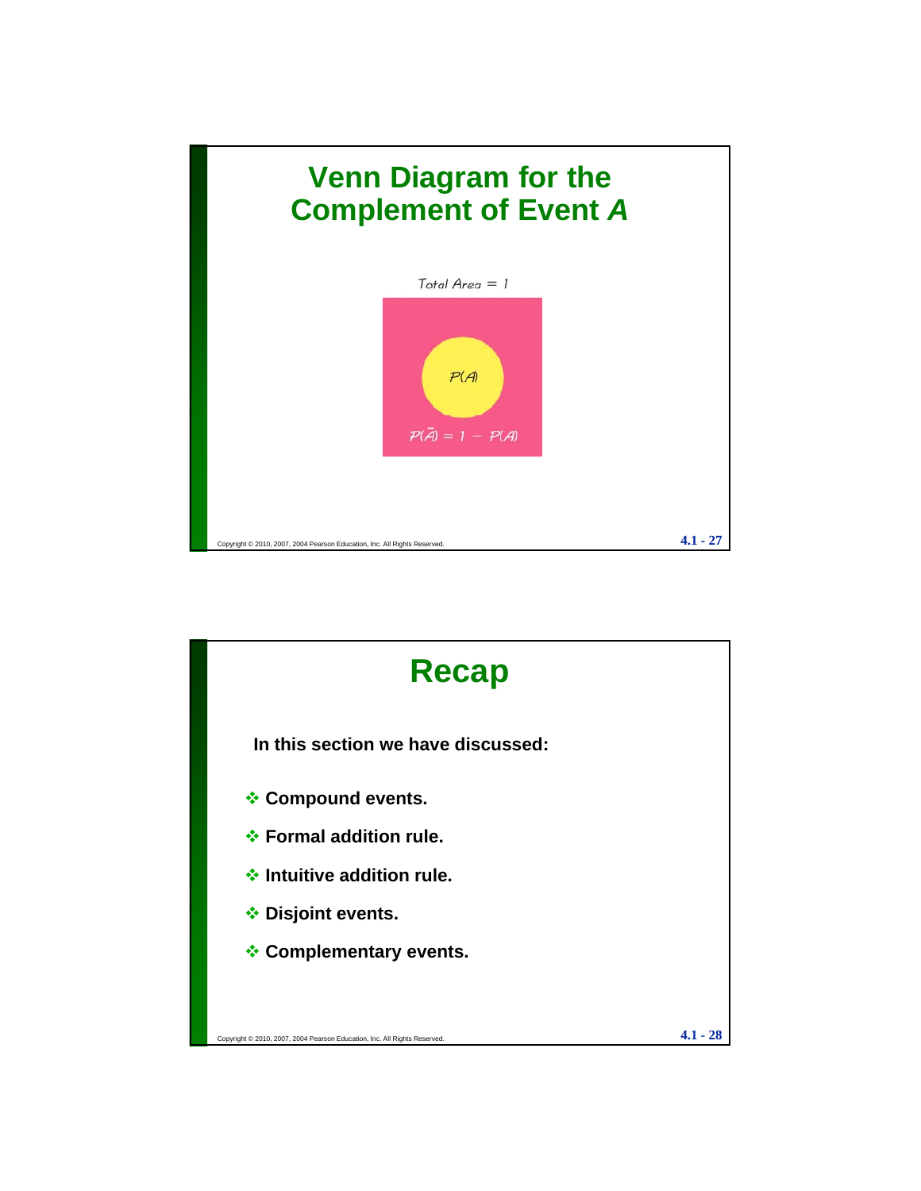# Venn Diagram for the Complement of Event *A*

Total Area = 1

$P(A)$

$P(\bar{A}) = 1 - P(A)$

# Recap

**In this section we have discussed:**

- **Compound events.**
- **Formal addition rule.**
- **Intuitive addition rule.**
- **Disjoint events.**
- **Complementary events.**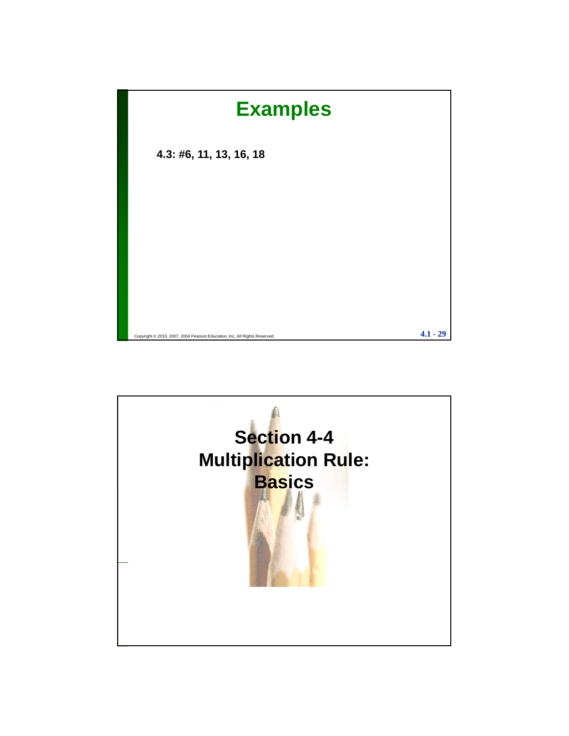## Examples

**4.3: #6, 11, 13, 16, 18**

## Section 4-4 Multiplication Rule: Basics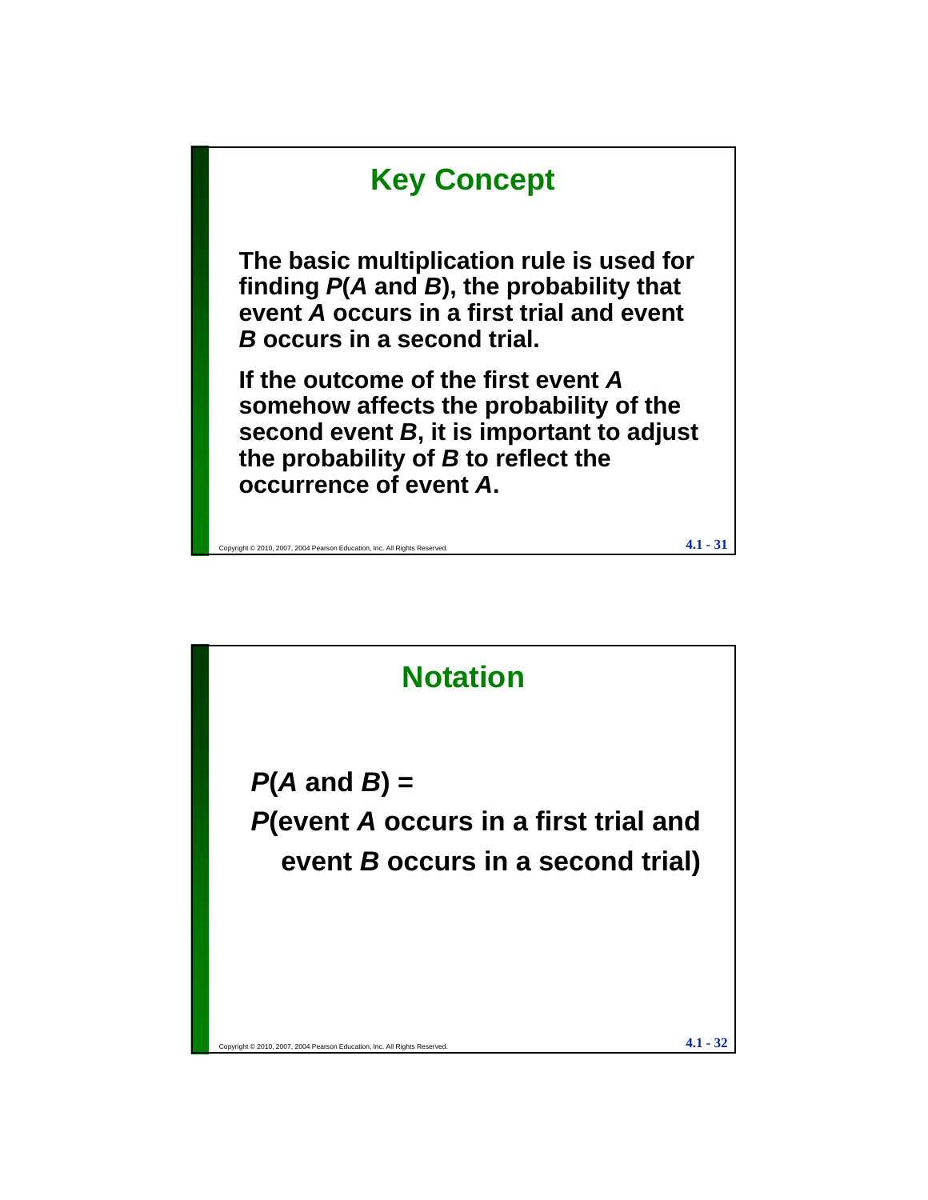## Key Concept

**The basic multiplication rule is used for finding *P*(*A* and *B*), the probability that event *A* occurs in a first trial and event *B* occurs in a second trial.**

**If the outcome of the first event *A* somehow affects the probability of the second event *B*, it is important to adjust the probability of *B* to reflect the occurrence of event *A*.**

## Notation

***P*(*A* and *B*) =**

***P*(event *A* occurs in a first trial and event *B* occurs in a second trial)**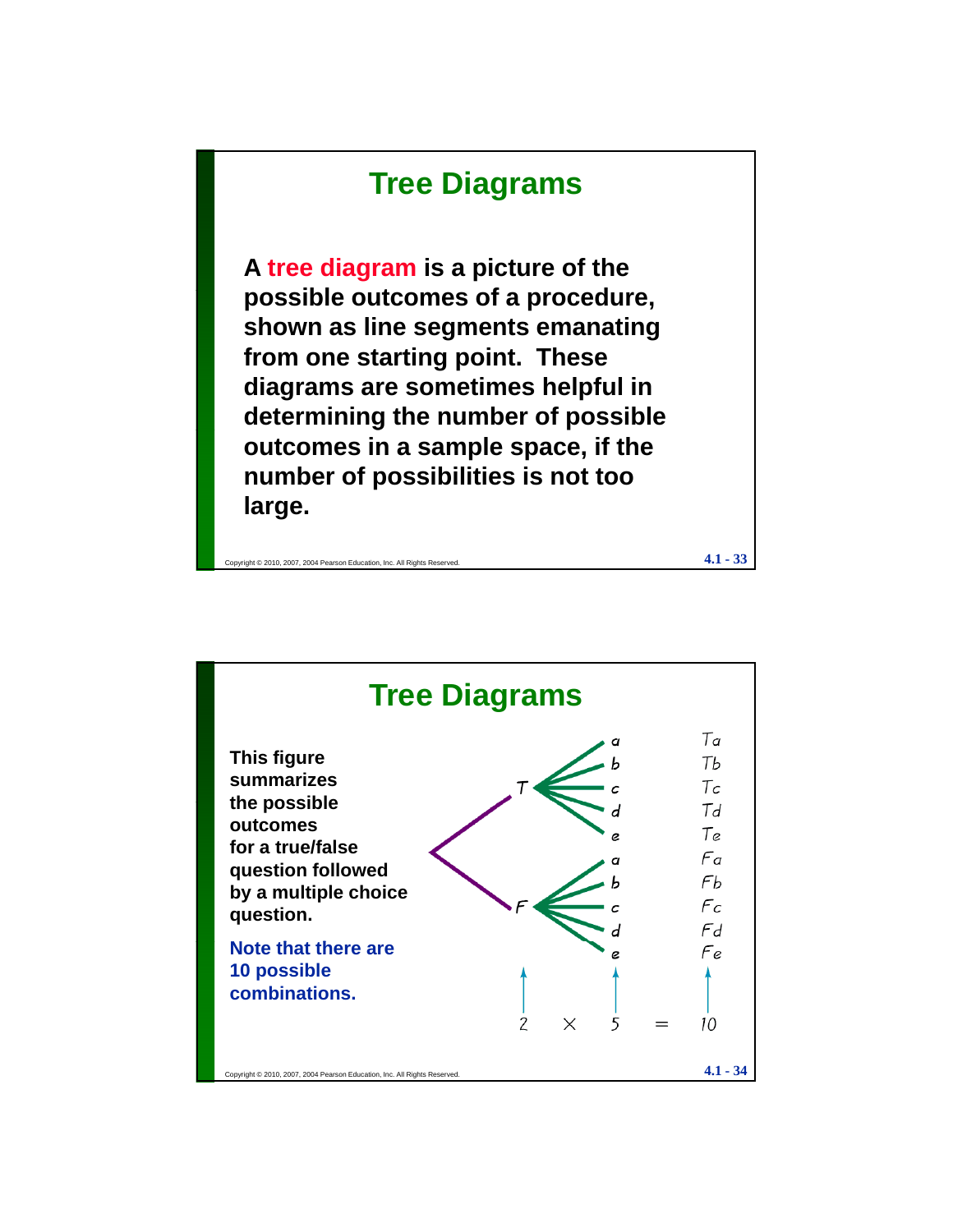## Tree Diagrams

A **tree diagram** is a picture of the possible outcomes of a procedure, shown as line segments emanating from one starting point. These diagrams are sometimes helpful in determining the number of possible outcomes in a sample space, if the number of possibilities is not too large.

## Tree Diagrams

This figure summarizes the possible outcomes for a true/false question followed by a multiple choice question.

Note that there are 10 possible combinations.

T → a, b, c, d, e: Ta, Tb, Tc, Td, Te

F → a, b, c, d, e: Fa, Fb, Fc, Fd, Fe

$2 \times 5 = 10$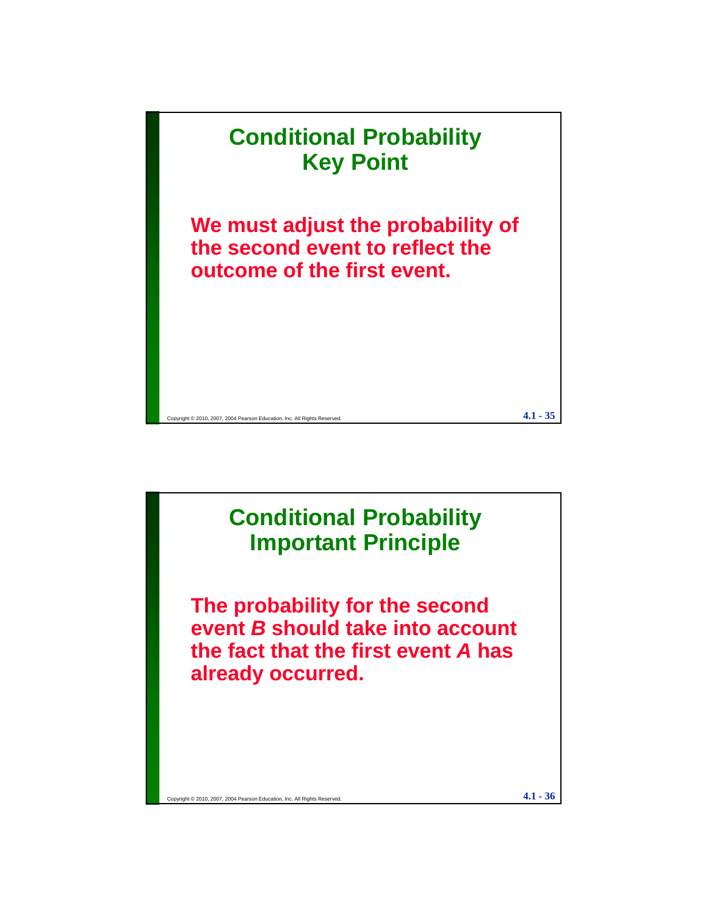## Conditional Probability Key Point

**We must adjust the probability of the second event to reflect the outcome of the first event.**

## Conditional Probability Important Principle

**The probability for the second event *B* should take into account the fact that the first event *A* has already occurred.**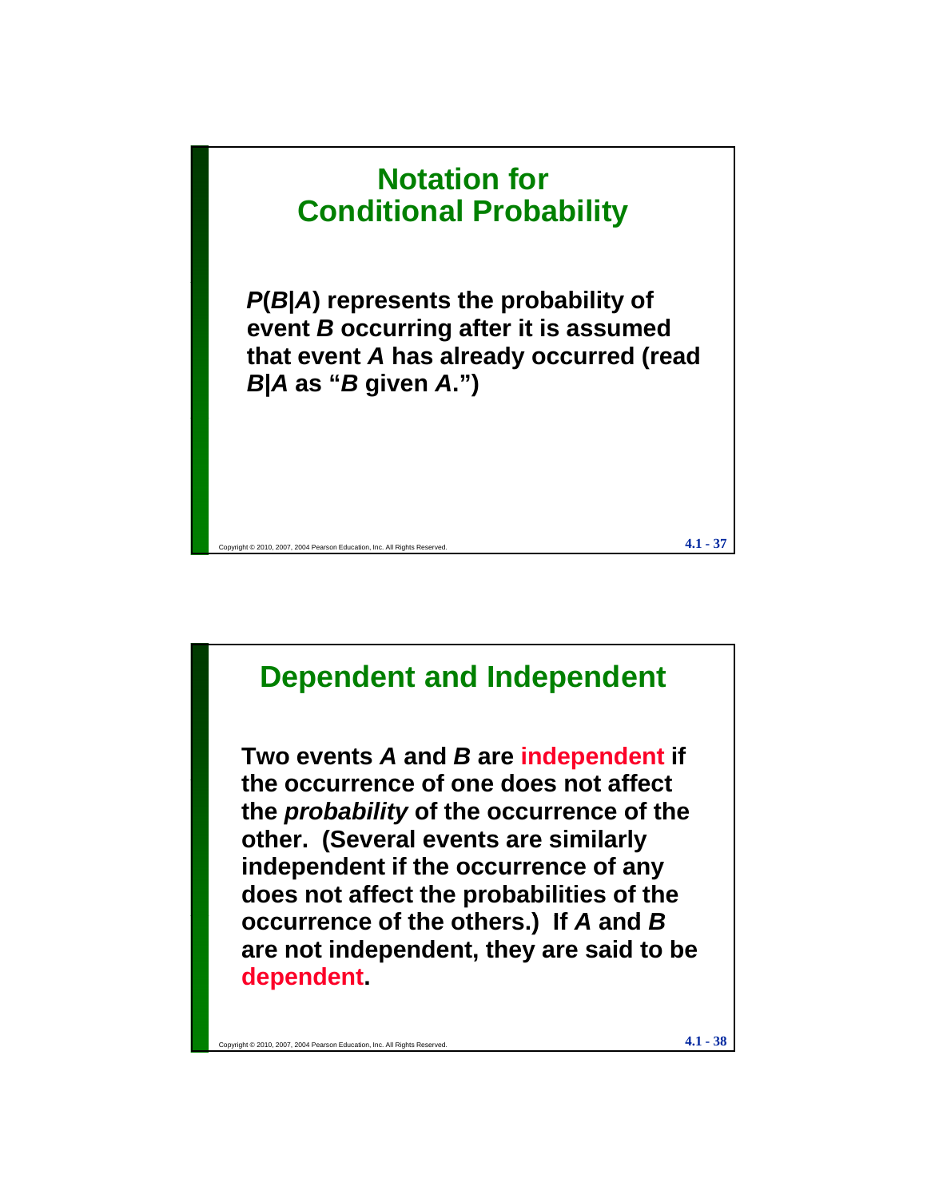## Notation for Conditional Probability

***P*(*B*|*A*) represents the probability of event *B* occurring after it is assumed that event *A* has already occurred (read *B*|*A* as "*B* given *A*.")**

## Dependent and Independent

**Two events *A* and *B* are independent if the occurrence of one does not affect the *probability* of the occurrence of the other. (Several events are similarly independent if the occurrence of any does not affect the probabilities of the occurrence of the others.) If *A* and *B* are not independent, they are said to be dependent.**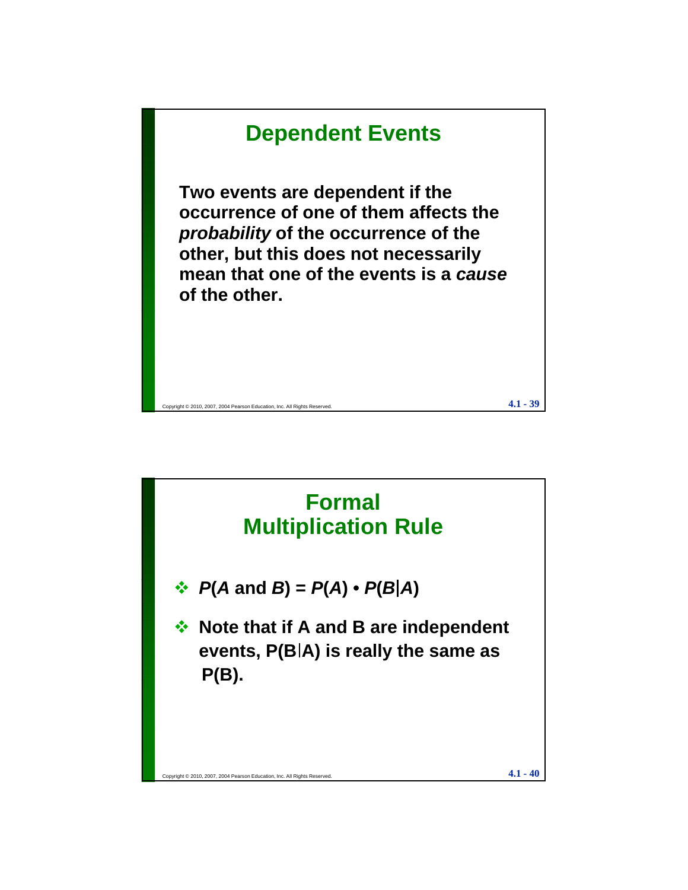## Dependent Events

**Two events are dependent if the occurrence of one of them affects the *probability* of the occurrence of the other, but this does not necessarily mean that one of the events is a *cause* of the other.**

## Formal Multiplication Rule

- $P(A \text{ and } B) = P(A) \cdot P(B|A)$
- **Note that if A and B are independent events, $P(B|A)$ is really the same as $P(B)$.**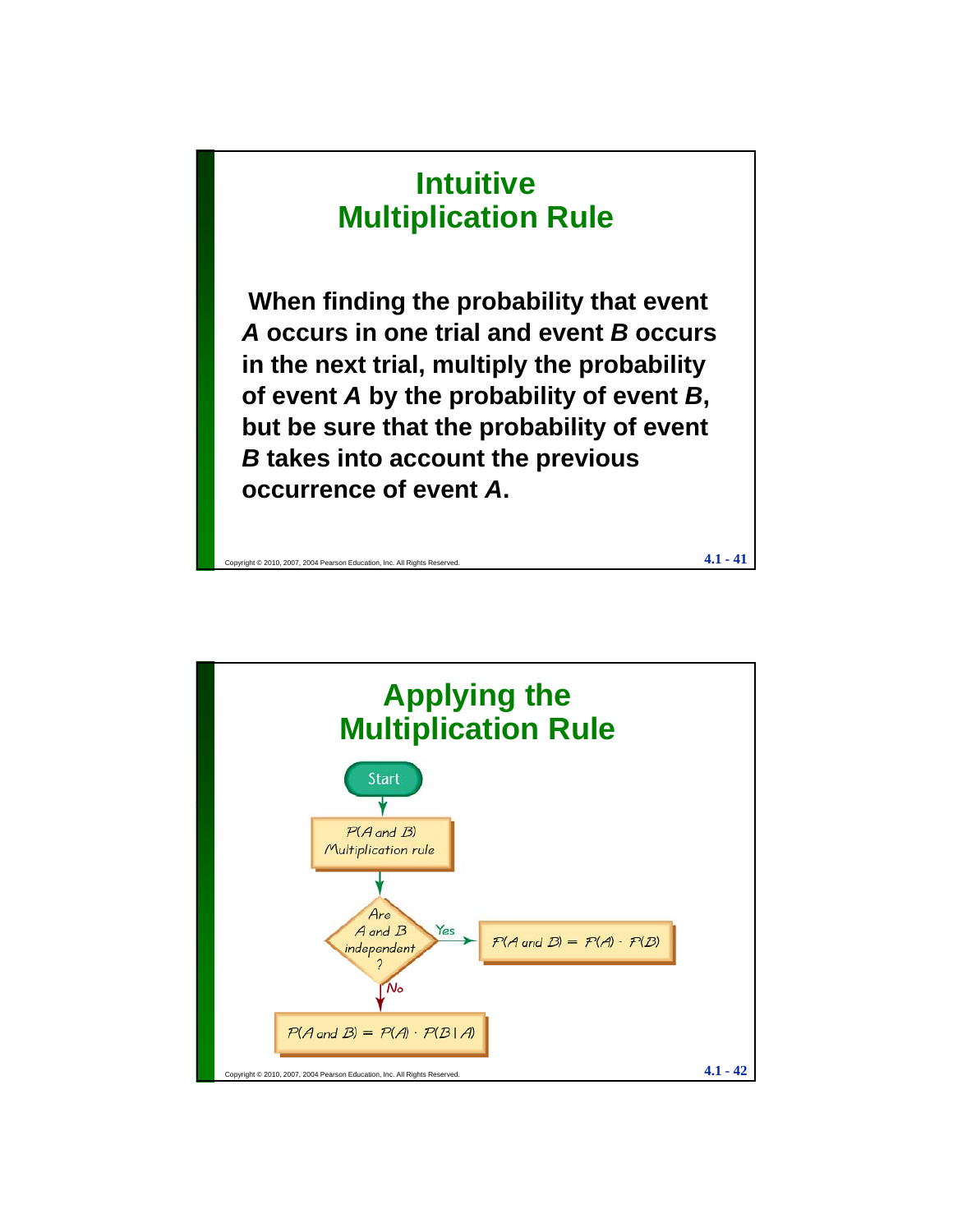# Intuitive Multiplication Rule

**When finding the probability that event *A* occurs in one trial and event *B* occurs in the next trial, multiply the probability of event *A* by the probability of event *B*, but be sure that the probability of event *B* takes into account the previous occurrence of event *A*.**

# Applying the Multiplication Rule

Start

$P(A \text{ and } B)$ Multiplication rule

Are $A$ and $B$ independent?

Yes: $P(A \text{ and } B) = P(A) \cdot P(B)$

No: $P(A \text{ and } B) = P(A) \cdot P(B \mid A)$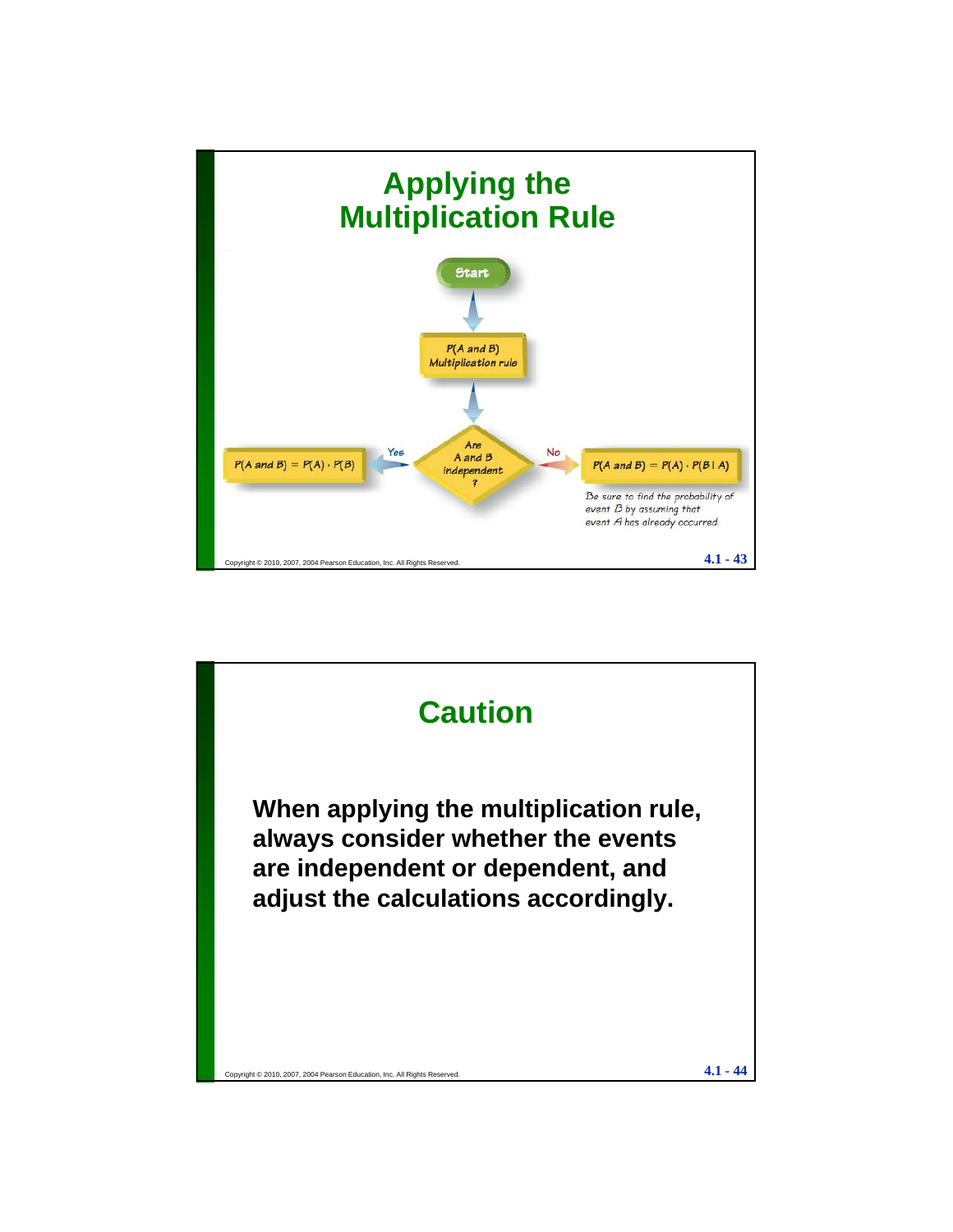# Applying the Multiplication Rule

Start

P(A and B) Multiplication rule

Are A and B independent?

Yes: $P(A \text{ and } B) = P(A) \cdot P(B)$

No: $P(A \text{ and } B) = P(A) \cdot P(B \mid A)$

*Be sure to find the probability of event B by assuming that event A has already occurred.*

# Caution

**When applying the multiplication rule, always consider whether the events are independent or dependent, and adjust the calculations accordingly.**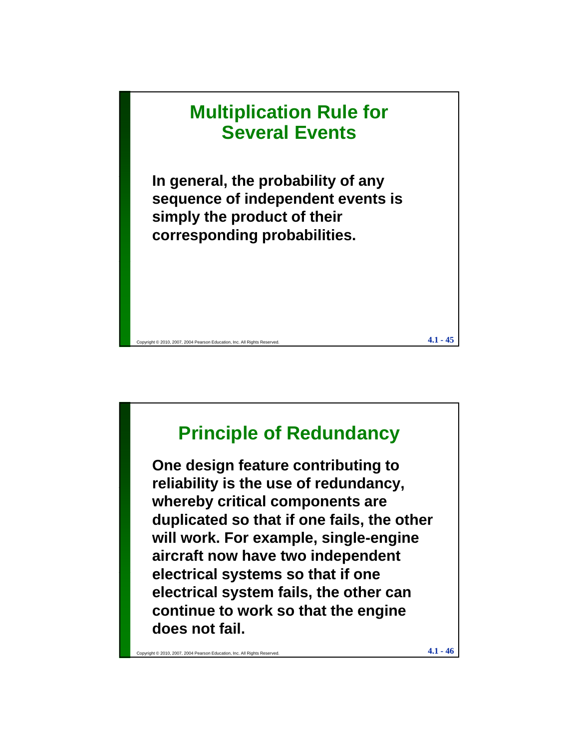## Multiplication Rule for Several Events

**In general, the probability of any sequence of independent events is simply the product of their corresponding probabilities.**

## Principle of Redundancy

**One design feature contributing to reliability is the use of redundancy, whereby critical components are duplicated so that if one fails, the other will work. For example, single-engine aircraft now have two independent electrical systems so that if one electrical system fails, the other can continue to work so that the engine does not fail.**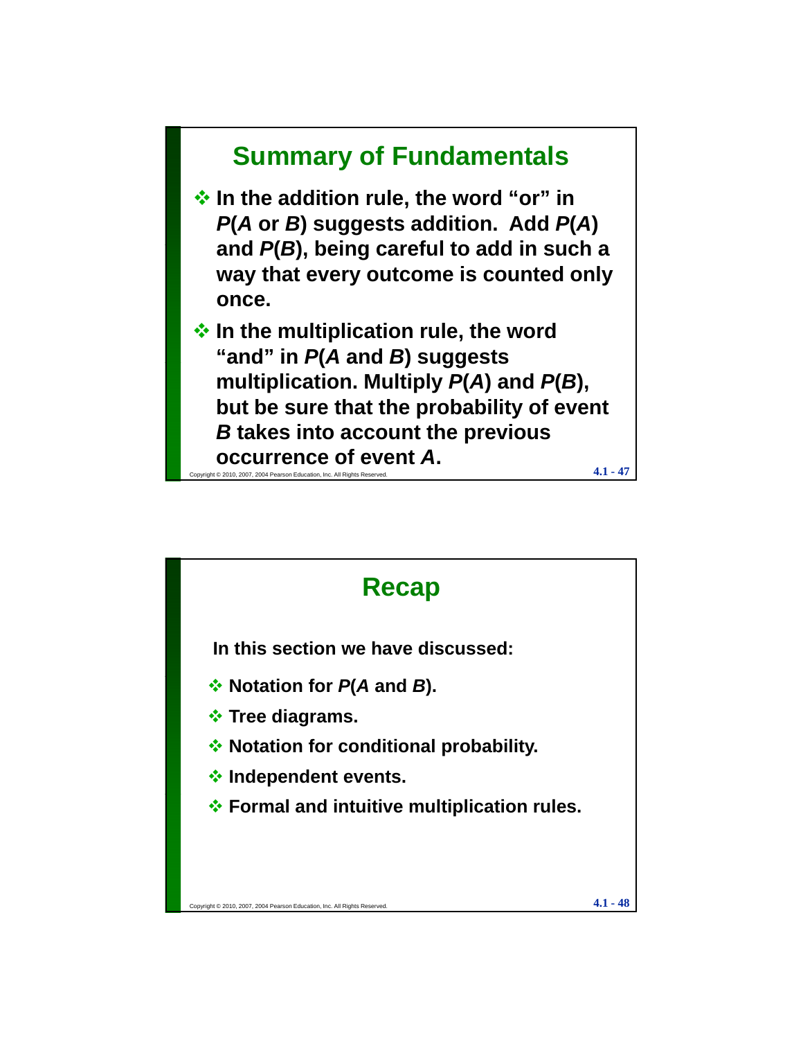## Summary of Fundamentals

- **In the addition rule, the word "or" in $P(A \text{ or } B)$ suggests addition. Add $P(A)$ and $P(B)$, being careful to add in such a way that every outcome is counted only once.**
- **In the multiplication rule, the word "and" in $P(A \text{ and } B)$ suggests multiplication. Multiply $P(A)$ and $P(B)$, but be sure that the probability of event $B$ takes into account the previous occurrence of event $A$.**

## Recap

**In this section we have discussed:**

- **Notation for $P(A \text{ and } B)$.**
- **Tree diagrams.**
- **Notation for conditional probability.**
- **Independent events.**
- **Formal and intuitive multiplication rules.**